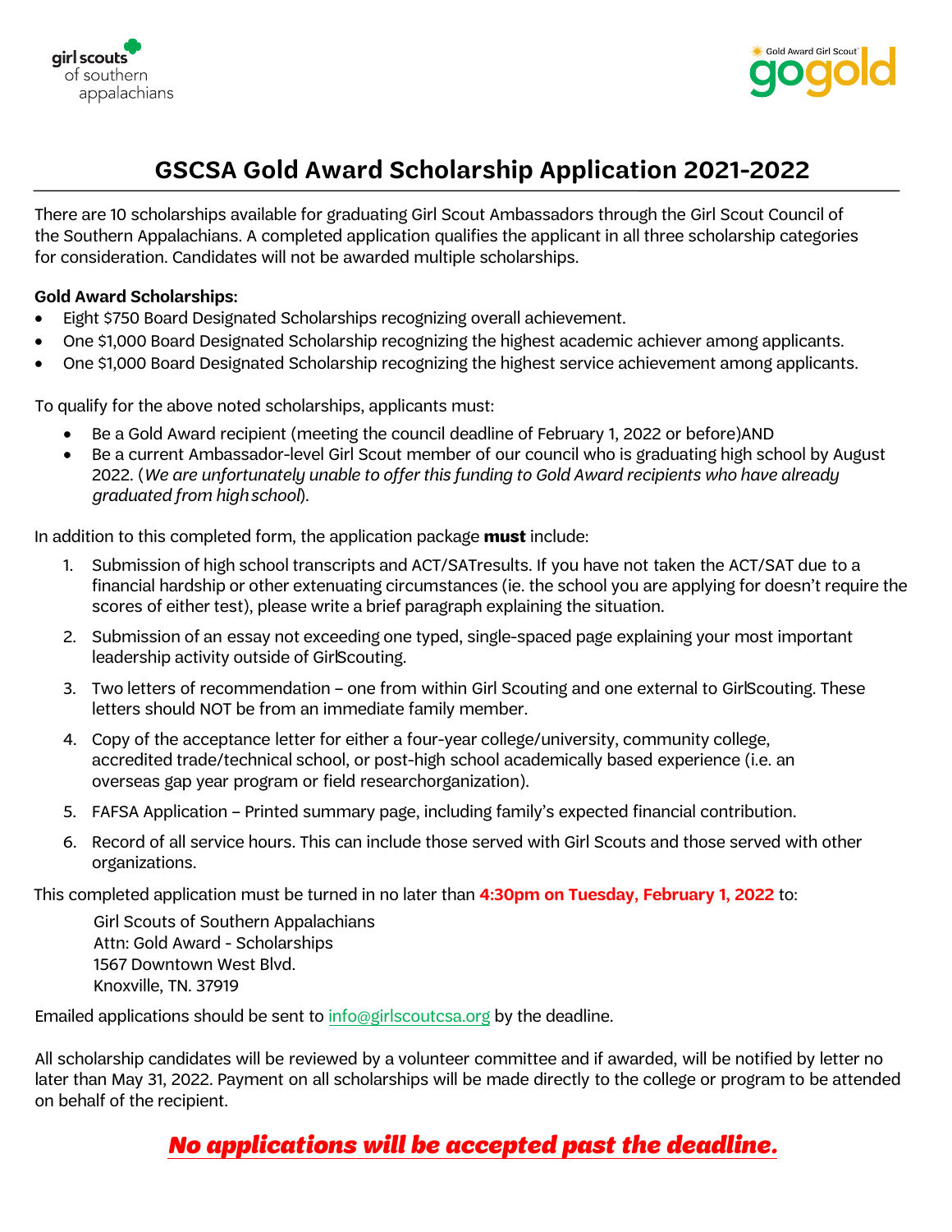girl scouts of southern appalachians

Gold Award Girl Scout gogold

# GSCSA Gold Award Scholarship Application 2021-2022

There are 10 scholarships available for graduating Girl Scout Ambassadors through the Girl Scout Council of the Southern Appalachians. A completed application qualifies the applicant in all three scholarship categories for consideration. Candidates will not be awarded multiple scholarships.

**Gold Award Scholarships:**

- Eight $750 Board Designated Scholarships recognizing overall achievement.
- One $1,000 Board Designated Scholarship recognizing the highest academic achiever among applicants.
- One $1,000 Board Designated Scholarship recognizing the highest service achievement among applicants.

To qualify for the above noted scholarships, applicants must:

- Be a Gold Award recipient (meeting the council deadline of February 1, 2022 or before)AND
- Be a current Ambassador-level Girl Scout member of our council who is graduating high school by August 2022. (*We are unfortunately unable to offer this funding to Gold Award recipients who have already graduated from high school*).

In addition to this completed form, the application package **must** include:

1. Submission of high school transcripts and ACT/SATresults. If you have not taken the ACT/SAT due to a financial hardship or other extenuating circumstances (ie. the school you are applying for doesn't require the scores of either test), please write a brief paragraph explaining the situation.
2. Submission of an essay not exceeding one typed, single-spaced page explaining your most important leadership activity outside of GirlScouting.
3. Two letters of recommendation – one from within Girl Scouting and one external to GirlScouting. These letters should NOT be from an immediate family member.
4. Copy of the acceptance letter for either a four-year college/university, community college, accredited trade/technical school, or post-high school academically based experience (i.e. an overseas gap year program or field researchorganization).
5. FAFSA Application – Printed summary page, including family's expected financial contribution.
6. Record of all service hours. This can include those served with Girl Scouts and those served with other organizations.

This completed application must be turned in no later than **4:30pm on Tuesday, February 1, 2022** to:

Girl Scouts of Southern Appalachians
Attn: Gold Award - Scholarships
1567 Downtown West Blvd.
Knoxville, TN. 37919

Emailed applications should be sent to info@girlscoutcsa.org by the deadline.

All scholarship candidates will be reviewed by a volunteer committee and if awarded, will be notified by letter no later than May 31, 2022. Payment on all scholarships will be made directly to the college or program to be attended on behalf of the recipient.

***No applications will be accepted past the deadline.***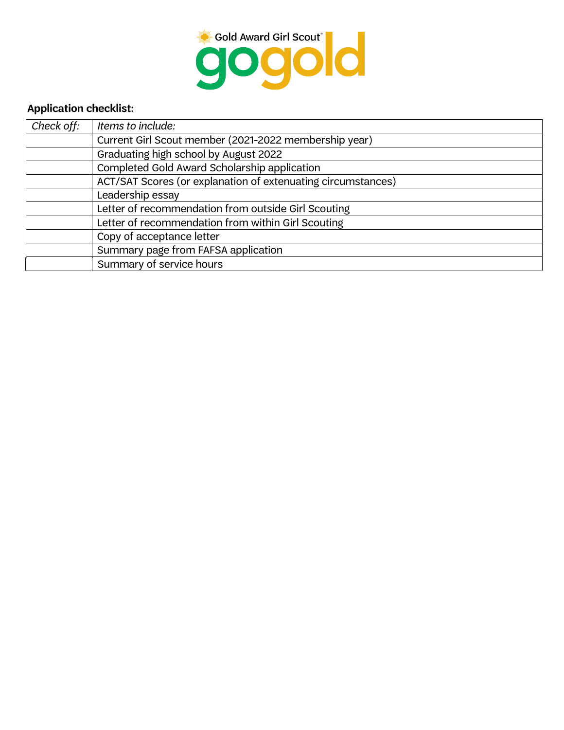Gold Award Girl Scout® gogold

**Application checklist:**

| *Check off:* | *Items to include:* |
|---|---|
| | Current Girl Scout member (2021-2022 membership year) |
| | Graduating high school by August 2022 |
| | Completed Gold Award Scholarship application |
| | ACT/SAT Scores (or explanation of extenuating circumstances) |
| | Leadership essay |
| | Letter of recommendation from outside Girl Scouting |
| | Letter of recommendation from within Girl Scouting |
| | Copy of acceptance letter |
| | Summary page from FAFSA application |
| | Summary of service hours |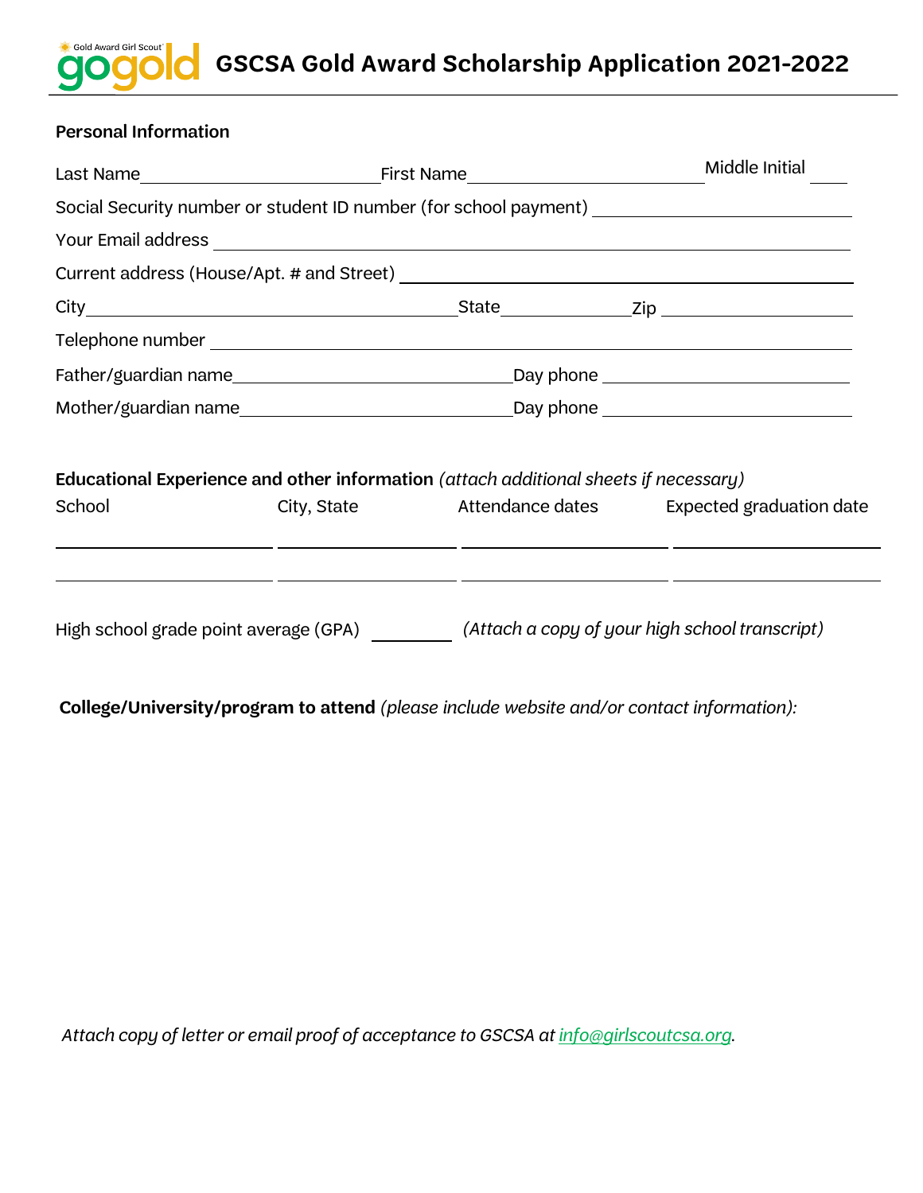# GSCSA Gold Award Scholarship Application 2021-2022

**Personal Information**

Last Name ____________________ First Name ____________________ Middle Initial ____

Social Security number or student ID number (for school payment) ____________________

Your Email address ____________________

Current address (House/Apt. # and Street) ____________________

City ____________________ State __________ Zip __________

Telephone number ____________________

Father/guardian name ____________________ Day phone ____________________

Mother/guardian name ____________________ Day phone ____________________

**Educational Experience and other information** *(attach additional sheets if necessary)*

| School | City, State | Attendance dates | Expected graduation date |
|---|---|---|---|
| | | | |
| | | | |

High school grade point average (GPA) ________ *(Attach a copy of your high school transcript)*

**College/University/program to attend** *(please include website and/or contact information):*

*Attach copy of letter or email proof of acceptance to GSCSA at info@girlscoutcsa.org.*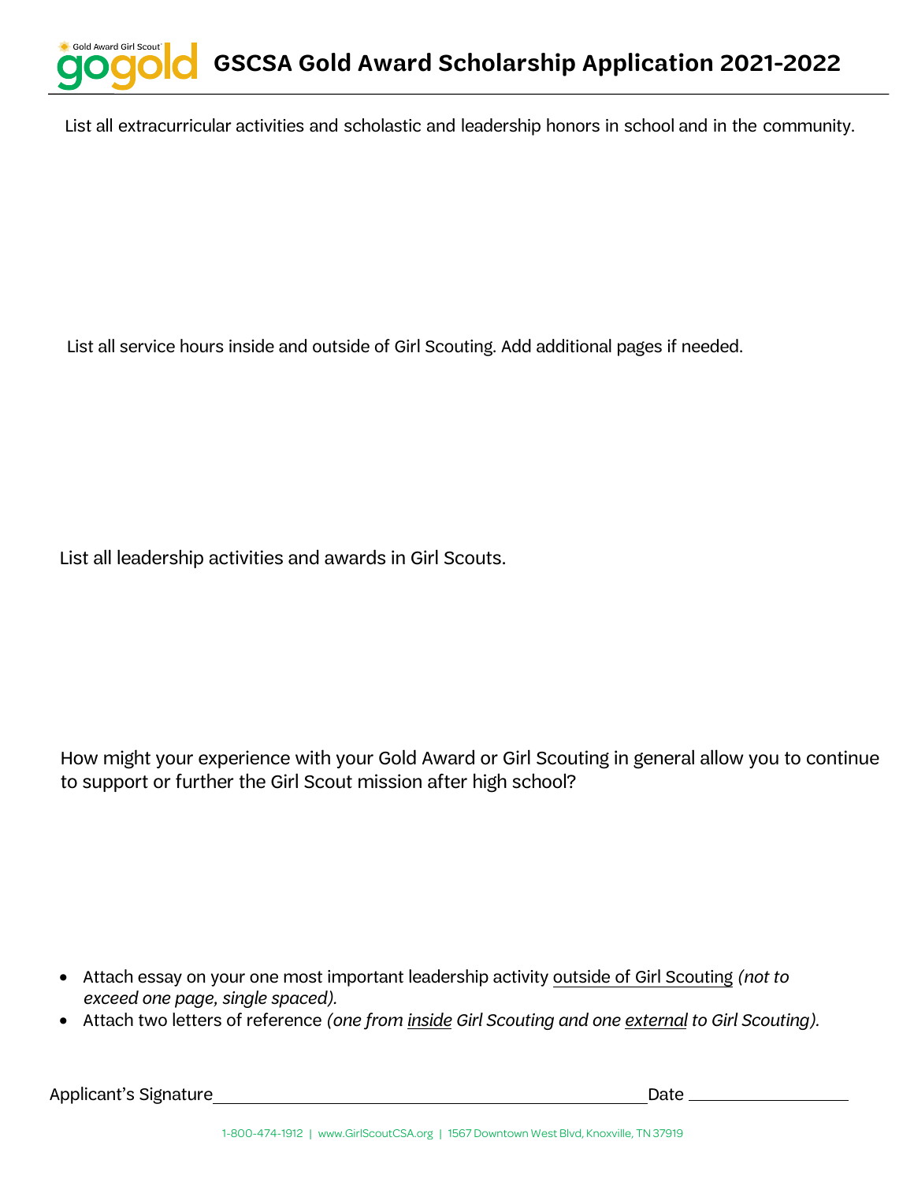# GSCSA Gold Award Scholarship Application 2021-2022

List all extracurricular activities and scholastic and leadership honors in school and in the community.

List all service hours inside and outside of Girl Scouting. Add additional pages if needed.

List all leadership activities and awards in Girl Scouts.

How might your experience with your Gold Award or Girl Scouting in general allow you to continue to support or further the Girl Scout mission after high school?

- Attach essay on your one most important leadership activity <u>outside of Girl Scouting</u> *(not to exceed one page, single spaced).*
- Attach two letters of reference *(one from <u>inside</u> Girl Scouting and one <u>external</u> to Girl Scouting).*

Applicant's Signature\_\_\_\_\_\_\_\_\_\_\_\_\_\_\_\_\_\_\_\_\_\_\_\_\_\_\_\_\_\_\_\_\_\_\_\_\_\_\_\_\_\_\_\_ Date \_\_\_\_\_\_\_\_\_\_\_\_\_\_\_

1-800-474-1912 | www.GirlScoutCSA.org | 1567 Downtown West Blvd, Knoxville, TN 37919